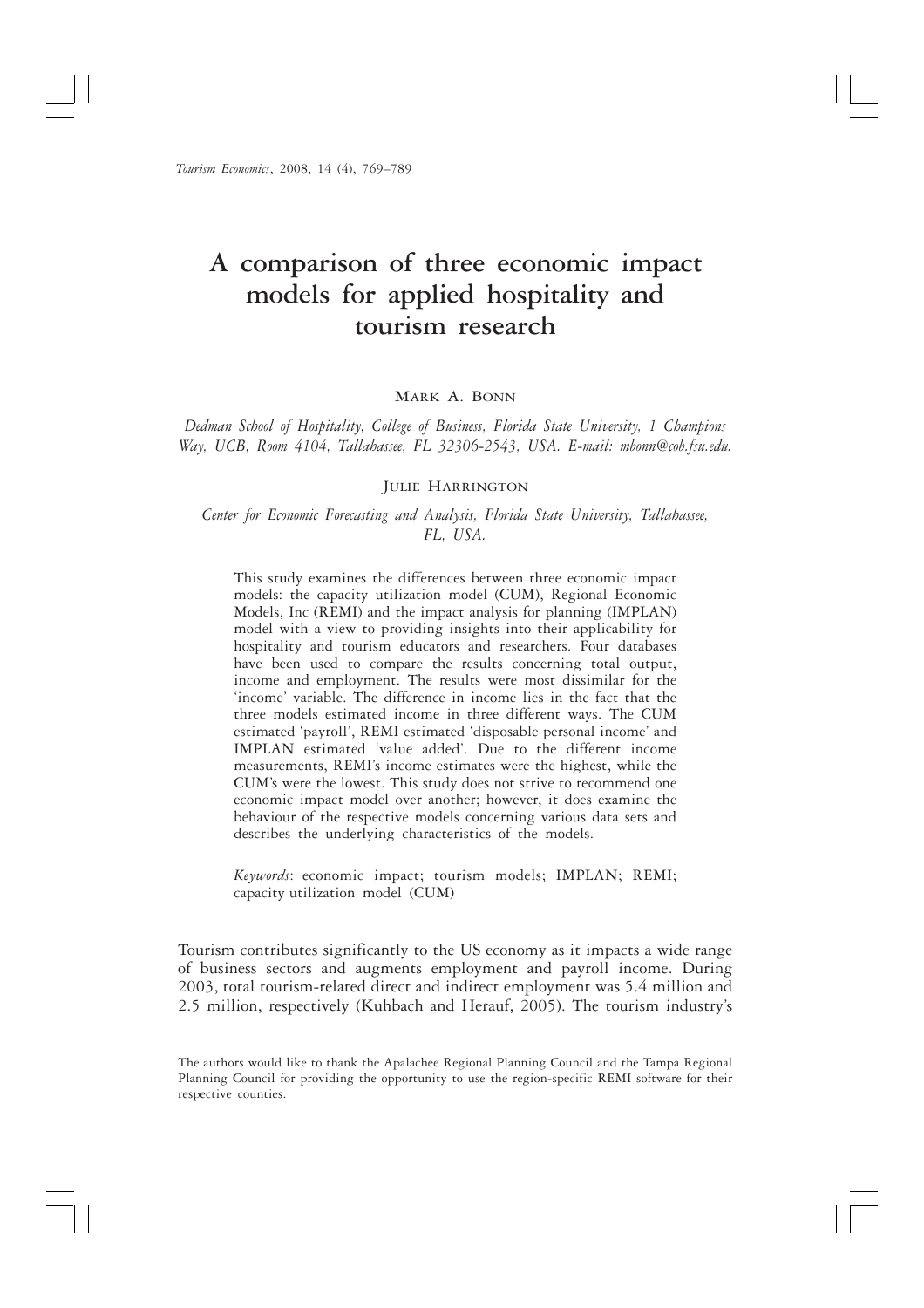# A comparison of three economic impact models for applied hospitality and tourism research

MARK A. BONN

*Dedman School of Hospitality, College of Business, Florida State University, 1 Champions Way, UCB, Room 4104, Tallahassee, FL 32306-2543, USA. E-mail: mbonn@cob.fsu.edu.*

JULIE HARRINGTON

*Center for Economic Forecasting and Analysis, Florida State University, Tallahassee, FL, USA.*

This study examines the differences between three economic impact models: the capacity utilization model (CUM), Regional Economic Models, Inc (REMI) and the impact analysis for planning (IMPLAN) model with a view to providing insights into their applicability for hospitality and tourism educators and researchers. Four databases have been used to compare the results concerning total output, income and employment. The results were most dissimilar for the 'income' variable. The difference in income lies in the fact that the three models estimated income in three different ways. The CUM estimated 'payroll', REMI estimated 'disposable personal income' and IMPLAN estimated 'value added'. Due to the different income measurements, REMI's income estimates were the highest, while the CUM's were the lowest. This study does not strive to recommend one economic impact model over another; however, it does examine the behaviour of the respective models concerning various data sets and describes the underlying characteristics of the models.

*Keywords*: economic impact; tourism models; IMPLAN; REMI; capacity utilization model (CUM)

Tourism contributes significantly to the US economy as it impacts a wide range of business sectors and augments employment and payroll income. During 2003, total tourism-related direct and indirect employment was 5.4 million and 2.5 million, respectively (Kuhbach and Herauf, 2005). The tourism industry's

The authors would like to thank the Apalachee Regional Planning Council and the Tampa Regional Planning Council for providing the opportunity to use the region-specific REMI software for their respective counties.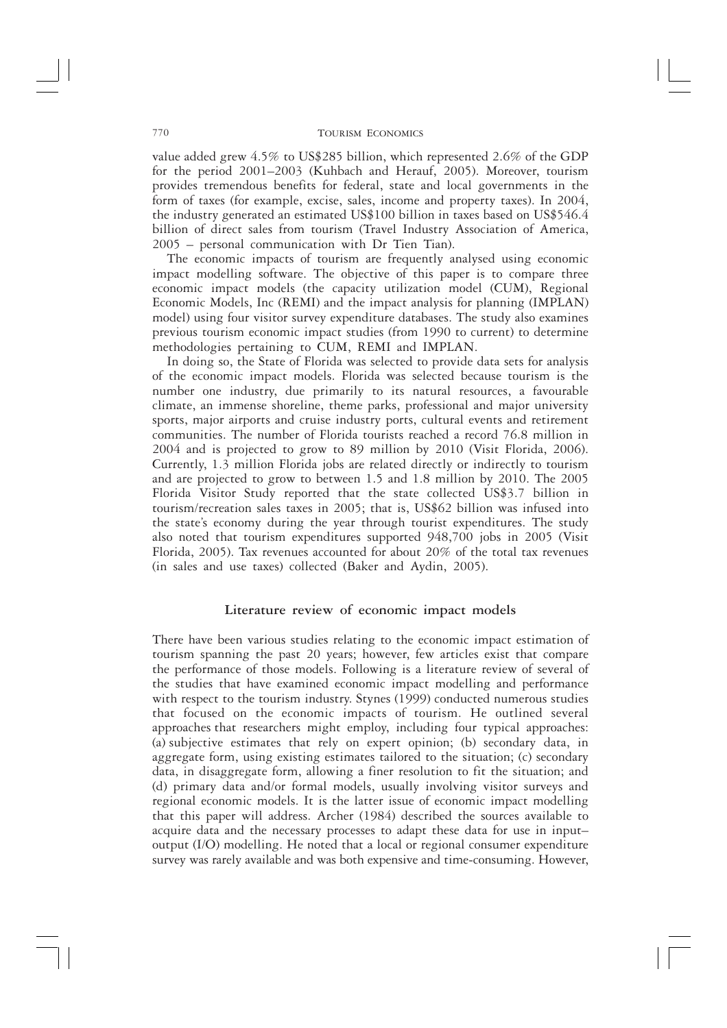value added grew 4.5% to US$285 billion, which represented 2.6% of the GDP for the period 2001–2003 (Kuhbach and Herauf, 2005). Moreover, tourism provides tremendous benefits for federal, state and local governments in the form of taxes (for example, excise, sales, income and property taxes). In 2004, the industry generated an estimated US$100 billion in taxes based on US$546.4 billion of direct sales from tourism (Travel Industry Association of America, 2005 – personal communication with Dr Tien Tian).

The economic impacts of tourism are frequently analysed using economic impact modelling software. The objective of this paper is to compare three economic impact models (the capacity utilization model (CUM), Regional Economic Models, Inc (REMI) and the impact analysis for planning (IMPLAN) model) using four visitor survey expenditure databases. The study also examines previous tourism economic impact studies (from 1990 to current) to determine methodologies pertaining to CUM, REMI and IMPLAN.

In doing so, the State of Florida was selected to provide data sets for analysis of the economic impact models. Florida was selected because tourism is the number one industry, due primarily to its natural resources, a favourable climate, an immense shoreline, theme parks, professional and major university sports, major airports and cruise industry ports, cultural events and retirement communities. The number of Florida tourists reached a record 76.8 million in 2004 and is projected to grow to 89 million by 2010 (Visit Florida, 2006). Currently, 1.3 million Florida jobs are related directly or indirectly to tourism and are projected to grow to between 1.5 and 1.8 million by 2010. The 2005 Florida Visitor Study reported that the state collected US$3.7 billion in tourism/recreation sales taxes in 2005; that is, US$62 billion was infused into the state's economy during the year through tourist expenditures. The study also noted that tourism expenditures supported 948,700 jobs in 2005 (Visit Florida, 2005). Tax revenues accounted for about 20% of the total tax revenues (in sales and use taxes) collected (Baker and Aydin, 2005).

## Literature review of economic impact models

There have been various studies relating to the economic impact estimation of tourism spanning the past 20 years; however, few articles exist that compare the performance of those models. Following is a literature review of several of the studies that have examined economic impact modelling and performance with respect to the tourism industry. Stynes (1999) conducted numerous studies that focused on the economic impacts of tourism. He outlined several approaches that researchers might employ, including four typical approaches: (a) subjective estimates that rely on expert opinion; (b) secondary data, in aggregate form, using existing estimates tailored to the situation; (c) secondary data, in disaggregate form, allowing a finer resolution to fit the situation; and (d) primary data and/or formal models, usually involving visitor surveys and regional economic models. It is the latter issue of economic impact modelling that this paper will address. Archer (1984) described the sources available to acquire data and the necessary processes to adapt these data for use in input–output (I/O) modelling. He noted that a local or regional consumer expenditure survey was rarely available and was both expensive and time-consuming. However,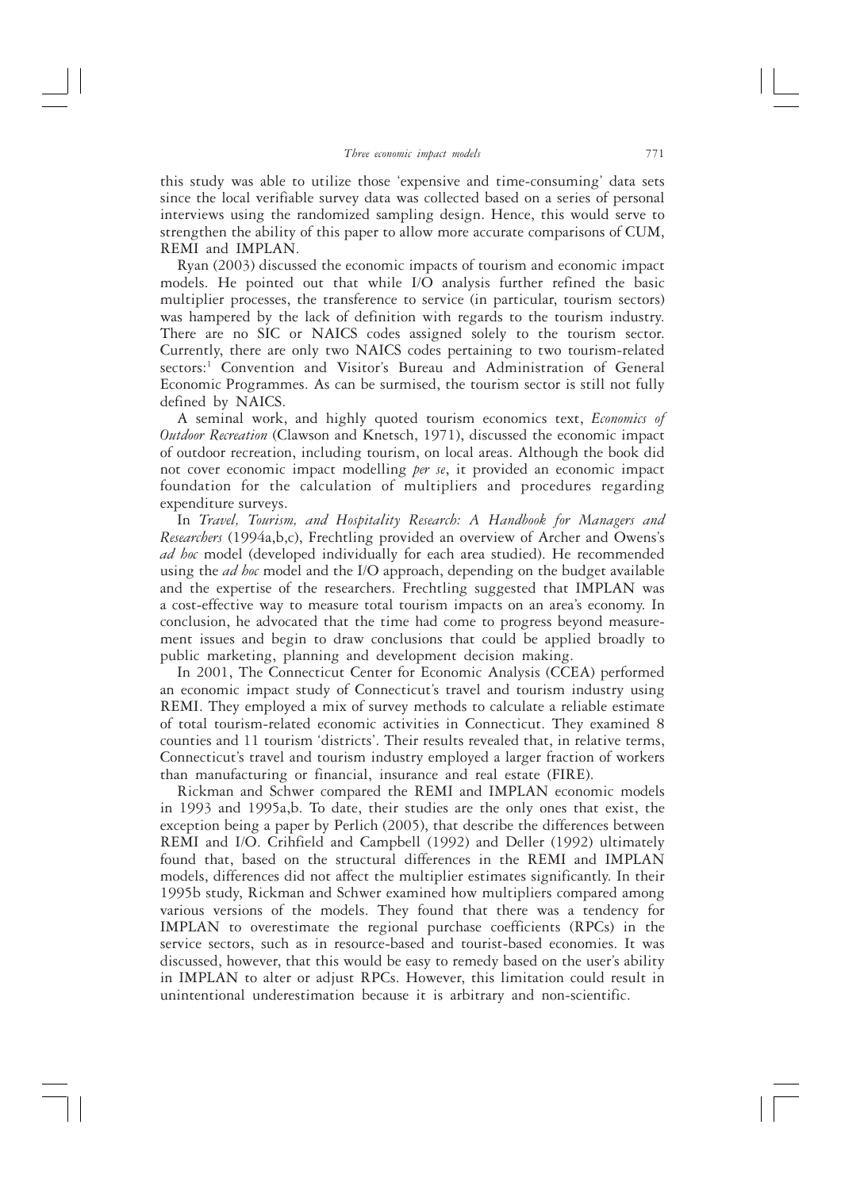this study was able to utilize those 'expensive and time-consuming' data sets since the local verifiable survey data was collected based on a series of personal interviews using the randomized sampling design. Hence, this would serve to strengthen the ability of this paper to allow more accurate comparisons of CUM, REMI and IMPLAN.

Ryan (2003) discussed the economic impacts of tourism and economic impact models. He pointed out that while I/O analysis further refined the basic multiplier processes, the transference to service (in particular, tourism sectors) was hampered by the lack of definition with regards to the tourism industry. There are no SIC or NAICS codes assigned solely to the tourism sector. Currently, there are only two NAICS codes pertaining to two tourism-related sectors:[1] Convention and Visitor's Bureau and Administration of General Economic Programmes. As can be surmised, the tourism sector is still not fully defined by NAICS.

A seminal work, and highly quoted tourism economics text, *Economics of Outdoor Recreation* (Clawson and Knetsch, 1971), discussed the economic impact of outdoor recreation, including tourism, on local areas. Although the book did not cover economic impact modelling *per se*, it provided an economic impact foundation for the calculation of multipliers and procedures regarding expenditure surveys.

In *Travel, Tourism, and Hospitality Research: A Handbook for Managers and Researchers* (1994a,b,c), Frechtling provided an overview of Archer and Owens's *ad hoc* model (developed individually for each area studied). He recommended using the *ad hoc* model and the I/O approach, depending on the budget available and the expertise of the researchers. Frechtling suggested that IMPLAN was a cost-effective way to measure total tourism impacts on an area's economy. In conclusion, he advocated that the time had come to progress beyond measurement issues and begin to draw conclusions that could be applied broadly to public marketing, planning and development decision making.

In 2001, The Connecticut Center for Economic Analysis (CCEA) performed an economic impact study of Connecticut's travel and tourism industry using REMI. They employed a mix of survey methods to calculate a reliable estimate of total tourism-related economic activities in Connecticut. They examined 8 counties and 11 tourism 'districts'. Their results revealed that, in relative terms, Connecticut's travel and tourism industry employed a larger fraction of workers than manufacturing or financial, insurance and real estate (FIRE).

Rickman and Schwer compared the REMI and IMPLAN economic models in 1993 and 1995a,b. To date, their studies are the only ones that exist, the exception being a paper by Perlich (2005), that describe the differences between REMI and I/O. Crihfield and Campbell (1992) and Deller (1992) ultimately found that, based on the structural differences in the REMI and IMPLAN models, differences did not affect the multiplier estimates significantly. In their 1995b study, Rickman and Schwer examined how multipliers compared among various versions of the models. They found that there was a tendency for IMPLAN to overestimate the regional purchase coefficients (RPCs) in the service sectors, such as in resource-based and tourist-based economies. It was discussed, however, that this would be easy to remedy based on the user's ability in IMPLAN to alter or adjust RPCs. However, this limitation could result in unintentional underestimation because it is arbitrary and non-scientific.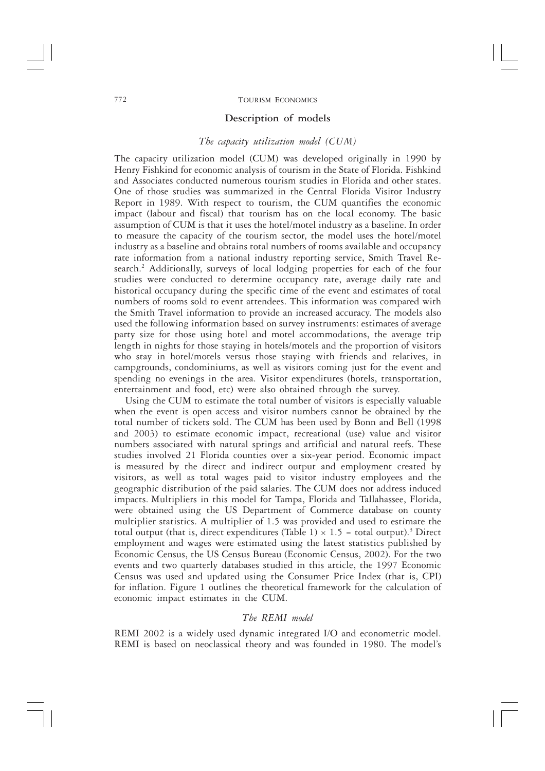## Description of models

### *The capacity utilization model (CUM)*

The capacity utilization model (CUM) was developed originally in 1990 by Henry Fishkind for economic analysis of tourism in the State of Florida. Fishkind and Associates conducted numerous tourism studies in Florida and other states. One of those studies was summarized in the Central Florida Visitor Industry Report in 1989. With respect to tourism, the CUM quantifies the economic impact (labour and fiscal) that tourism has on the local economy. The basic assumption of CUM is that it uses the hotel/motel industry as a baseline. In order to measure the capacity of the tourism sector, the model uses the hotel/motel industry as a baseline and obtains total numbers of rooms available and occupancy rate information from a national industry reporting service, Smith Travel Research.[2] Additionally, surveys of local lodging properties for each of the four studies were conducted to determine occupancy rate, average daily rate and historical occupancy during the specific time of the event and estimates of total numbers of rooms sold to event attendees. This information was compared with the Smith Travel information to provide an increased accuracy. The models also used the following information based on survey instruments: estimates of average party size for those using hotel and motel accommodations, the average trip length in nights for those staying in hotels/motels and the proportion of visitors who stay in hotel/motels versus those staying with friends and relatives, in campgrounds, condominiums, as well as visitors coming just for the event and spending no evenings in the area. Visitor expenditures (hotels, transportation, entertainment and food, etc) were also obtained through the survey.

Using the CUM to estimate the total number of visitors is especially valuable when the event is open access and visitor numbers cannot be obtained by the total number of tickets sold. The CUM has been used by Bonn and Bell (1998 and 2003) to estimate economic impact, recreational (use) value and visitor numbers associated with natural springs and artificial and natural reefs. These studies involved 21 Florida counties over a six-year period. Economic impact is measured by the direct and indirect output and employment created by visitors, as well as total wages paid to visitor industry employees and the geographic distribution of the paid salaries. The CUM does not address induced impacts. Multipliers in this model for Tampa, Florida and Tallahassee, Florida, were obtained using the US Department of Commerce database on county multiplier statistics. A multiplier of 1.5 was provided and used to estimate the total output (that is, direct expenditures (Table 1) $\times$ 1.5 = total output).[3] Direct employment and wages were estimated using the latest statistics published by Economic Census, the US Census Bureau (Economic Census, 2002). For the two events and two quarterly databases studied in this article, the 1997 Economic Census was used and updated using the Consumer Price Index (that is, CPI) for inflation. Figure 1 outlines the theoretical framework for the calculation of economic impact estimates in the CUM.

### *The REMI model*

REMI 2002 is a widely used dynamic integrated I/O and econometric model. REMI is based on neoclassical theory and was founded in 1980. The model's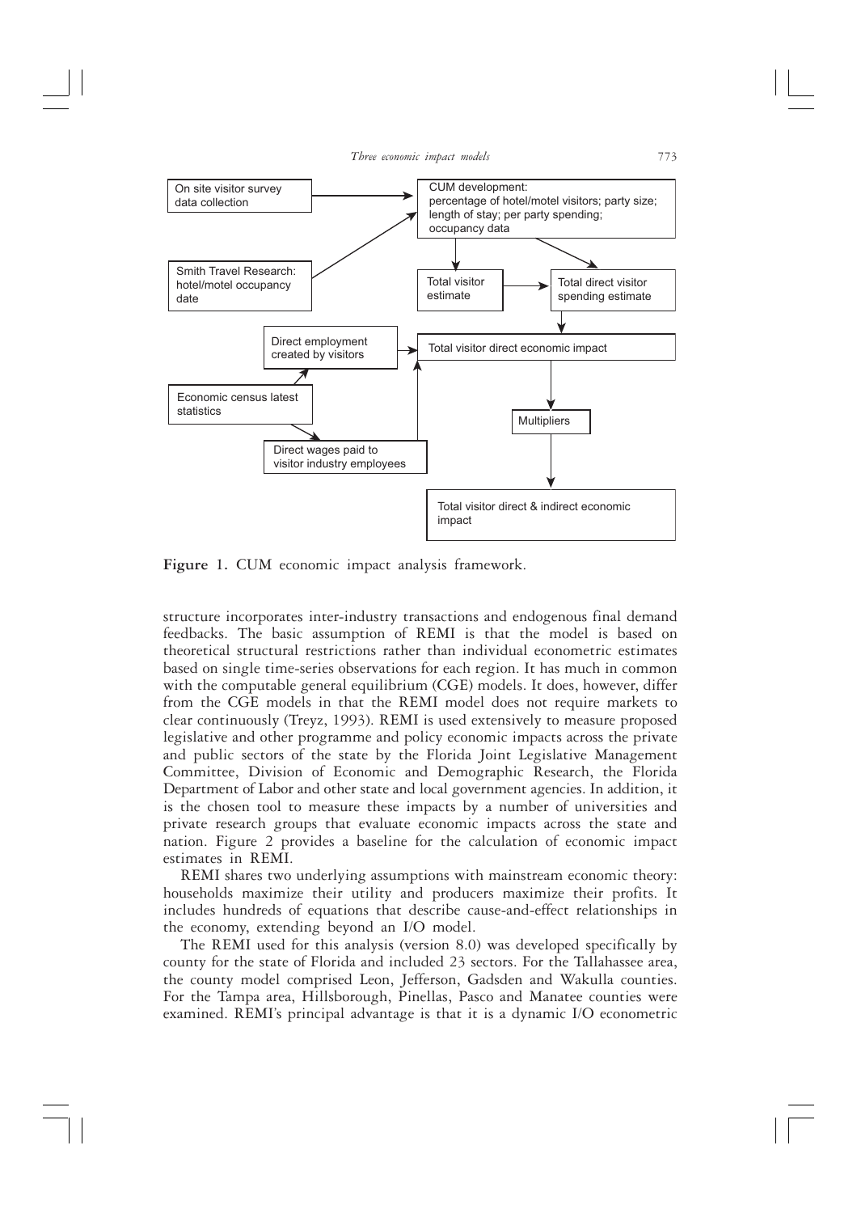On site visitor survey data collection

CUM development: percentage of hotel/motel visitors; party size; length of stay; per party spending; occupancy data

Smith Travel Research: hotel/motel occupancy date

Total visitor estimate

Total direct visitor spending estimate

Direct employment created by visitors

Total visitor direct economic impact

Economic census latest statistics

Multipliers

Direct wages paid to visitor industry employees

Total visitor direct & indirect economic impact

**Figure 1.** CUM economic impact analysis framework.

structure incorporates inter-industry transactions and endogenous final demand feedbacks. The basic assumption of REMI is that the model is based on theoretical structural restrictions rather than individual econometric estimates based on single time-series observations for each region. It has much in common with the computable general equilibrium (CGE) models. It does, however, differ from the CGE models in that the REMI model does not require markets to clear continuously (Treyz, 1993). REMI is used extensively to measure proposed legislative and other programme and policy economic impacts across the private and public sectors of the state by the Florida Joint Legislative Management Committee, Division of Economic and Demographic Research, the Florida Department of Labor and other state and local government agencies. In addition, it is the chosen tool to measure these impacts by a number of universities and private research groups that evaluate economic impacts across the state and nation. Figure 2 provides a baseline for the calculation of economic impact estimates in REMI.

REMI shares two underlying assumptions with mainstream economic theory: households maximize their utility and producers maximize their profits. It includes hundreds of equations that describe cause-and-effect relationships in the economy, extending beyond an I/O model.

The REMI used for this analysis (version 8.0) was developed specifically by county for the state of Florida and included 23 sectors. For the Tallahassee area, the county model comprised Leon, Jefferson, Gadsden and Wakulla counties. For the Tampa area, Hillsborough, Pinellas, Pasco and Manatee counties were examined. REMI's principal advantage is that it is a dynamic I/O econometric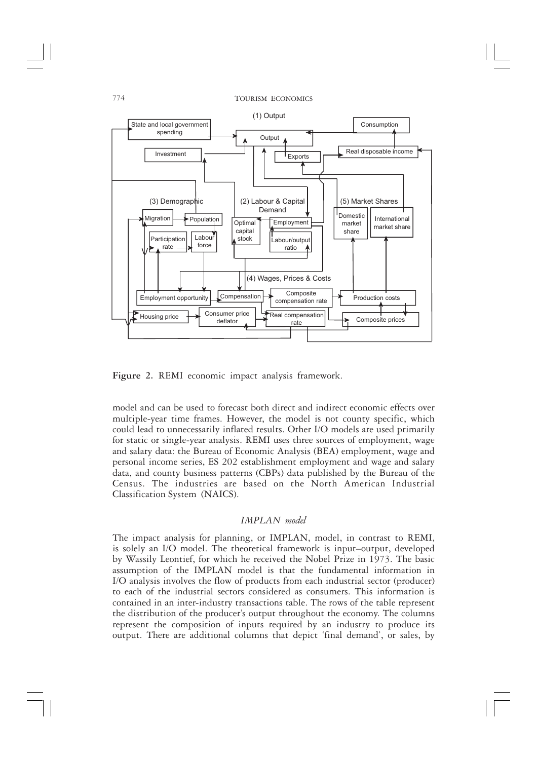**Figure 2.** REMI economic impact analysis framework.

model and can be used to forecast both direct and indirect economic effects over multiple-year time frames. However, the model is not county specific, which could lead to unnecessarily inflated results. Other I/O models are used primarily for static or single-year analysis. REMI uses three sources of employment, wage and salary data: the Bureau of Economic Analysis (BEA) employment, wage and personal income series, ES 202 establishment employment and wage and salary data, and county business patterns (CBPs) data published by the Bureau of the Census. The industries are based on the North American Industrial Classification System (NAICS).

### *IMPLAN model*

The impact analysis for planning, or IMPLAN, model, in contrast to REMI, is solely an I/O model. The theoretical framework is input–output, developed by Wassily Leontief, for which he received the Nobel Prize in 1973. The basic assumption of the IMPLAN model is that the fundamental information in I/O analysis involves the flow of products from each industrial sector (producer) to each of the industrial sectors considered as consumers. This information is contained in an inter-industry transactions table. The rows of the table represent the distribution of the producer's output throughout the economy. The columns represent the composition of inputs required by an industry to produce its output. There are additional columns that depict 'final demand', or sales, by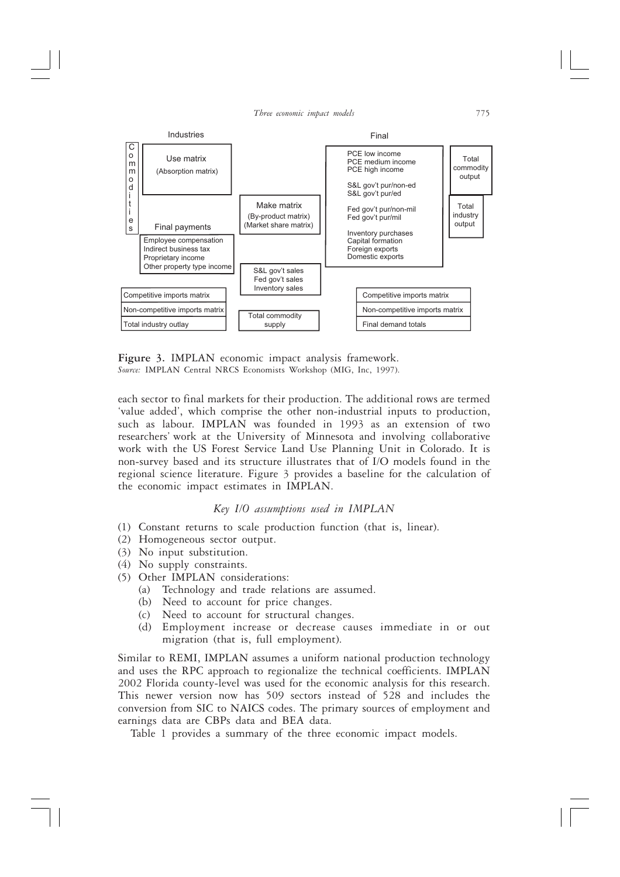**Figure 3.** IMPLAN economic impact analysis framework.
*Source:* IMPLAN Central NRCS Economists Workshop (MIG, Inc, 1997).

each sector to final markets for their production. The additional rows are termed 'value added', which comprise the other non-industrial inputs to production, such as labour. IMPLAN was founded in 1993 as an extension of two researchers' work at the University of Minnesota and involving collaborative work with the US Forest Service Land Use Planning Unit in Colorado. It is non-survey based and its structure illustrates that of I/O models found in the regional science literature. Figure 3 provides a baseline for the calculation of the economic impact estimates in IMPLAN.

### *Key I/O assumptions used in IMPLAN*

(1) Constant returns to scale production function (that is, linear).
(2) Homogeneous sector output.
(3) No input substitution.
(4) No supply constraints.
(5) Other IMPLAN considerations:
  (a) Technology and trade relations are assumed.
  (b) Need to account for price changes.
  (c) Need to account for structural changes.
  (d) Employment increase or decrease causes immediate in or out migration (that is, full employment).

Similar to REMI, IMPLAN assumes a uniform national production technology and uses the RPC approach to regionalize the technical coefficients. IMPLAN 2002 Florida county-level was used for the economic analysis for this research. This newer version now has 509 sectors instead of 528 and includes the conversion from SIC to NAICS codes. The primary sources of employment and earnings data are CBPs data and BEA data.

Table 1 provides a summary of the three economic impact models.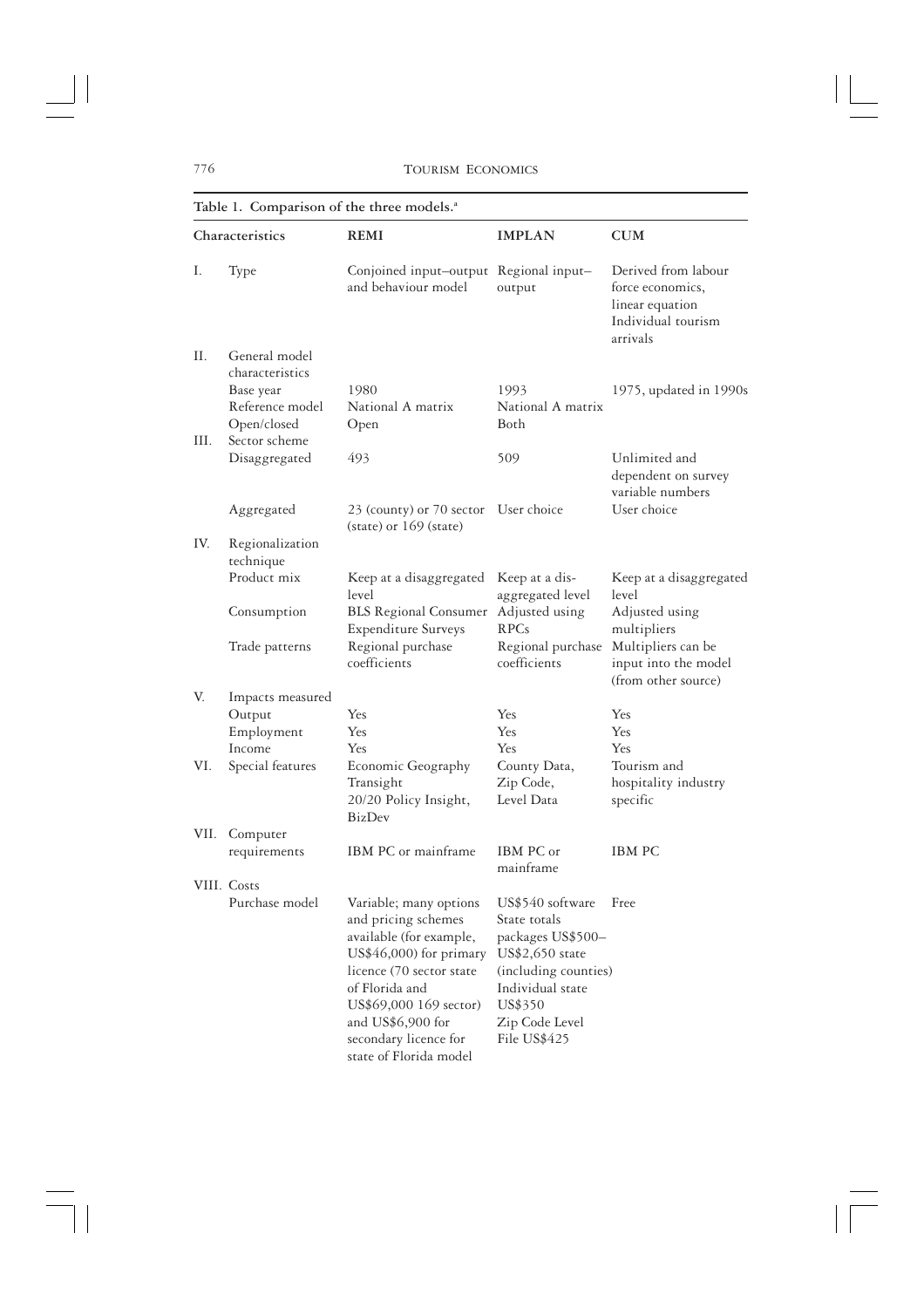**Table 1. Comparison of the three models.**[a]

| Characteristics | | REMI | IMPLAN | CUM |
|---|---|---|---|---|
| I. | Type | Conjoined input–output and behaviour model | Regional input–output | Derived from labour force economics, linear equation Individual tourism arrivals |
| II. | General model characteristics | | | |
| | Base year | 1980 | 1993 | 1975, updated in 1990s |
| | Reference model | National A matrix | National A matrix | |
| | Open/closed | Open | Both | |
| III. | Sector scheme | | | |
| | Disaggregated | 493 | 509 | Unlimited and dependent on survey variable numbers |
| | Aggregated | 23 (county) or 70 sector (state) or 169 (state) | User choice | User choice |
| IV. | Regionalization technique | | | |
| | Product mix | Keep at a disaggregated level | Keep at a disaggregated level | Keep at a disaggregated level |
| | Consumption | BLS Regional Consumer Expenditure Surveys | Adjusted using RPCs | Adjusted using multipliers |
| | Trade patterns | Regional purchase coefficients | Regional purchase coefficients | Multipliers can be input into the model (from other source) |
| V. | Impacts measured | | | |
| | Output | Yes | Yes | Yes |
| | Employment | Yes | Yes | Yes |
| | Income | Yes | Yes | Yes |
| VI. | Special features | Economic Geography Transight 20/20 Policy Insight, BizDev | County Data, Zip Code, Level Data | Tourism and hospitality industry specific |
| VII. | Computer requirements | IBM PC or mainframe | IBM PC or mainframe | IBM PC |
| VIII. | Costs | | | |
| | Purchase model | Variable; many options and pricing schemes available (for example, US$46,000) for primary licence (70 sector state of Florida and US$69,000 169 sector) and US$6,900 for secondary licence for state of Florida model | US$540 software State totals packages US$500–US$2,650 state (including counties) Individual state US$350 Zip Code Level File US$425 | Free |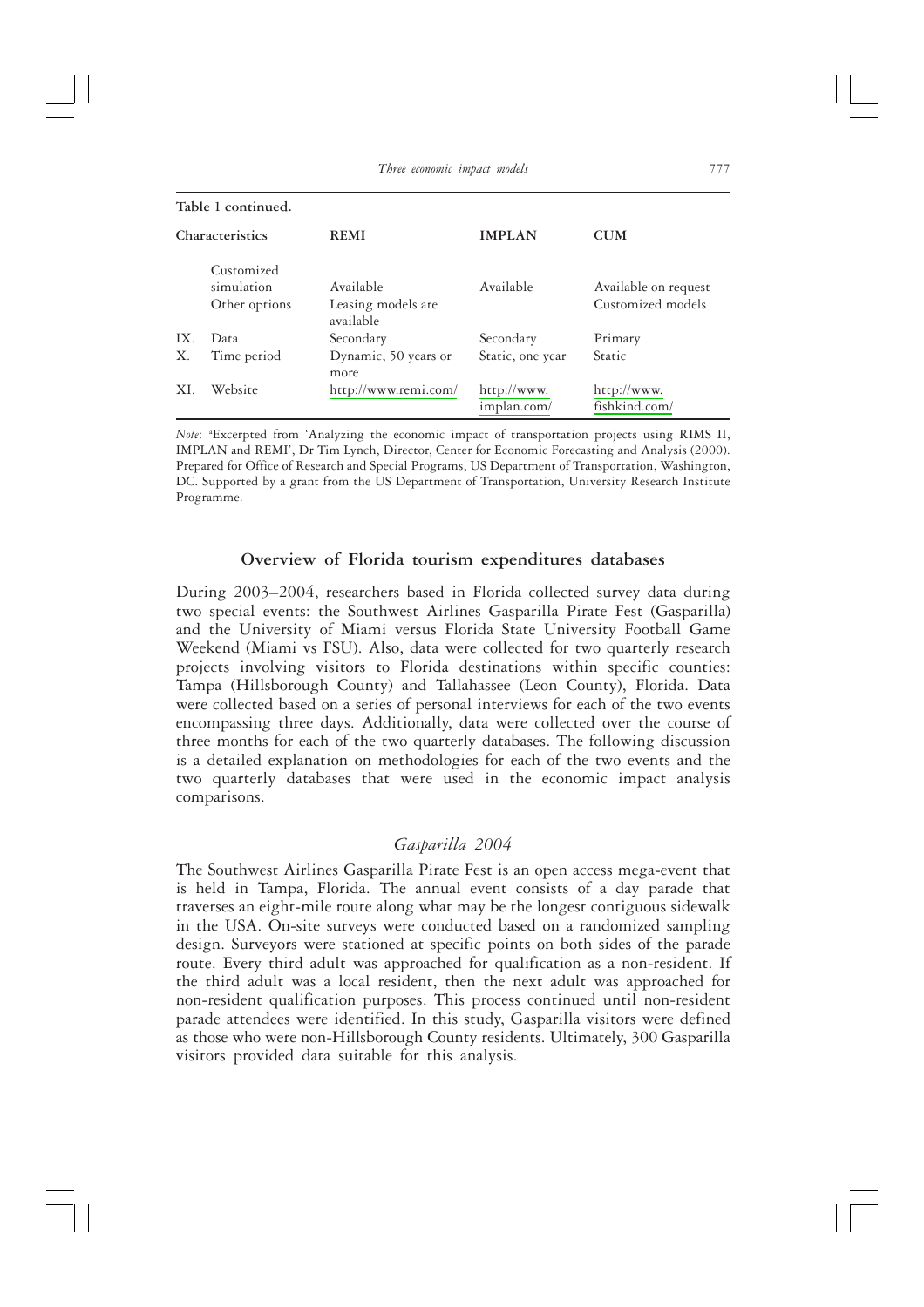**Table 1 continued.**

| Characteristics | | REMI | IMPLAN | CUM |
|---|---|---|---|---|
| | Customized simulation | Available | Available | Available on request |
| | Other options | Leasing models are available | | Customized models |
| IX. | Data | Secondary | Secondary | Primary |
| X. | Time period | Dynamic, 50 years or more | Static, one year | Static |
| XI. | Website | http://www.remi.com/ | http://www.implan.com/ | http://www.fishkind.com/ |

*Note*: [a]Excerpted from 'Analyzing the economic impact of transportation projects using RIMS II, IMPLAN and REMI', Dr Tim Lynch, Director, Center for Economic Forecasting and Analysis (2000). Prepared for Office of Research and Special Programs, US Department of Transportation, Washington, DC. Supported by a grant from the US Department of Transportation, University Research Institute Programme.

## Overview of Florida tourism expenditures databases

During 2003–2004, researchers based in Florida collected survey data during two special events: the Southwest Airlines Gasparilla Pirate Fest (Gasparilla) and the University of Miami versus Florida State University Football Game Weekend (Miami vs FSU). Also, data were collected for two quarterly research projects involving visitors to Florida destinations within specific counties: Tampa (Hillsborough County) and Tallahassee (Leon County), Florida. Data were collected based on a series of personal interviews for each of the two events encompassing three days. Additionally, data were collected over the course of three months for each of the two quarterly databases. The following discussion is a detailed explanation on methodologies for each of the two events and the two quarterly databases that were used in the economic impact analysis comparisons.

### *Gasparilla 2004*

The Southwest Airlines Gasparilla Pirate Fest is an open access mega-event that is held in Tampa, Florida. The annual event consists of a day parade that traverses an eight-mile route along what may be the longest contiguous sidewalk in the USA. On-site surveys were conducted based on a randomized sampling design. Surveyors were stationed at specific points on both sides of the parade route. Every third adult was approached for qualification as a non-resident. If the third adult was a local resident, then the next adult was approached for non-resident qualification purposes. This process continued until non-resident parade attendees were identified. In this study, Gasparilla visitors were defined as those who were non-Hillsborough County residents. Ultimately, 300 Gasparilla visitors provided data suitable for this analysis.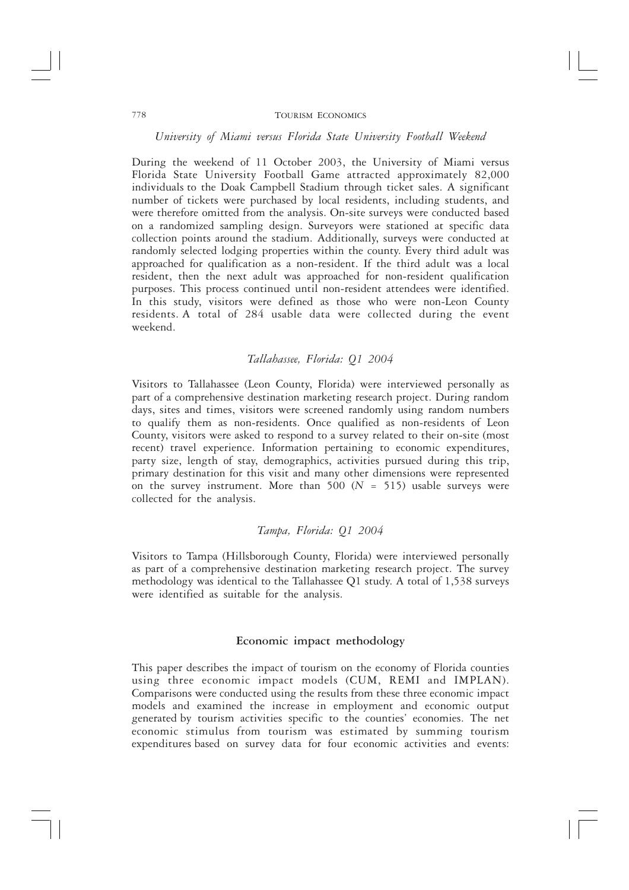### *University of Miami versus Florida State University Football Weekend*

During the weekend of 11 October 2003, the University of Miami versus Florida State University Football Game attracted approximately 82,000 individuals to the Doak Campbell Stadium through ticket sales. A significant number of tickets were purchased by local residents, including students, and were therefore omitted from the analysis. On-site surveys were conducted based on a randomized sampling design. Surveyors were stationed at specific data collection points around the stadium. Additionally, surveys were conducted at randomly selected lodging properties within the county. Every third adult was approached for qualification as a non-resident. If the third adult was a local resident, then the next adult was approached for non-resident qualification purposes. This process continued until non-resident attendees were identified. In this study, visitors were defined as those who were non-Leon County residents. A total of 284 usable data were collected during the event weekend.

### *Tallahassee, Florida: Q1 2004*

Visitors to Tallahassee (Leon County, Florida) were interviewed personally as part of a comprehensive destination marketing research project. During random days, sites and times, visitors were screened randomly using random numbers to qualify them as non-residents. Once qualified as non-residents of Leon County, visitors were asked to respond to a survey related to their on-site (most recent) travel experience. Information pertaining to economic expenditures, party size, length of stay, demographics, activities pursued during this trip, primary destination for this visit and many other dimensions were represented on the survey instrument. More than 500 ($N$ = 515) usable surveys were collected for the analysis.

### *Tampa, Florida: Q1 2004*

Visitors to Tampa (Hillsborough County, Florida) were interviewed personally as part of a comprehensive destination marketing research project. The survey methodology was identical to the Tallahassee Q1 study. A total of 1,538 surveys were identified as suitable for the analysis.

## Economic impact methodology

This paper describes the impact of tourism on the economy of Florida counties using three economic impact models (CUM, REMI and IMPLAN). Comparisons were conducted using the results from these three economic impact models and examined the increase in employment and economic output generated by tourism activities specific to the counties' economies. The net economic stimulus from tourism was estimated by summing tourism expenditures based on survey data for four economic activities and events: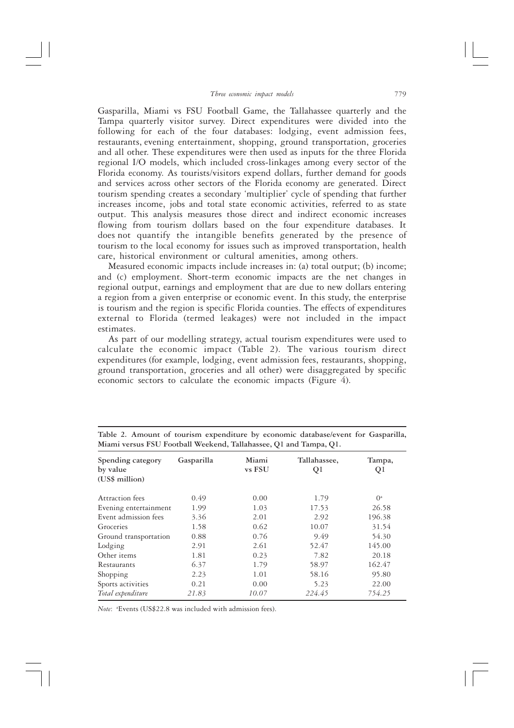Gasparilla, Miami vs FSU Football Game, the Tallahassee quarterly and the Tampa quarterly visitor survey. Direct expenditures were divided into the following for each of the four databases: lodging, event admission fees, restaurants, evening entertainment, shopping, ground transportation, groceries and all other. These expenditures were then used as inputs for the three Florida regional I/O models, which included cross-linkages among every sector of the Florida economy. As tourists/visitors expend dollars, further demand for goods and services across other sectors of the Florida economy are generated. Direct tourism spending creates a secondary 'multiplier' cycle of spending that further increases income, jobs and total state economic activities, referred to as state output. This analysis measures those direct and indirect economic increases flowing from tourism dollars based on the four expenditure databases. It does not quantify the intangible benefits generated by the presence of tourism to the local economy for issues such as improved transportation, health care, historical environment or cultural amenities, among others.

Measured economic impacts include increases in: (a) total output; (b) income; and (c) employment. Short-term economic impacts are the net changes in regional output, earnings and employment that are due to new dollars entering a region from a given enterprise or economic event. In this study, the enterprise is tourism and the region is specific Florida counties. The effects of expenditures external to Florida (termed leakages) were not included in the impact estimates.

As part of our modelling strategy, actual tourism expenditures were used to calculate the economic impact (Table 2). The various tourism direct expenditures (for example, lodging, event admission fees, restaurants, shopping, ground transportation, groceries and all other) were disaggregated by specific economic sectors to calculate the economic impacts (Figure 4).

**Table 2. Amount of tourism expenditure by economic database/event for Gasparilla, Miami versus FSU Football Weekend, Tallahassee, Q1 and Tampa, Q1.**

| Spending category by value (US$ million) | Gasparilla | Miami vs FSU | Tallahassee, Q1 | Tampa, Q1 |
|---|---|---|---|---|
| Attraction fees | 0.49 | 0.00 | 1.79 | 0[a] |
| Evening entertainment | 1.99 | 1.03 | 17.53 | 26.58 |
| Event admission fees | 3.36 | 2.01 | 2.92 | 196.38 |
| Groceries | 1.58 | 0.62 | 10.07 | 31.54 |
| Ground transportation | 0.88 | 0.76 | 9.49 | 54.30 |
| Lodging | 2.91 | 2.61 | 52.47 | 145.00 |
| Other items | 1.81 | 0.23 | 7.82 | 20.18 |
| Restaurants | 6.37 | 1.79 | 58.97 | 162.47 |
| Shopping | 2.23 | 1.01 | 58.16 | 95.80 |
| Sports activities | 0.21 | 0.00 | 5.23 | 22.00 |
| *Total expenditure* | *21.83* | *10.07* | *224.45* | *754.25* |

*Note*: [a]Events (US$22.8 was included with admission fees).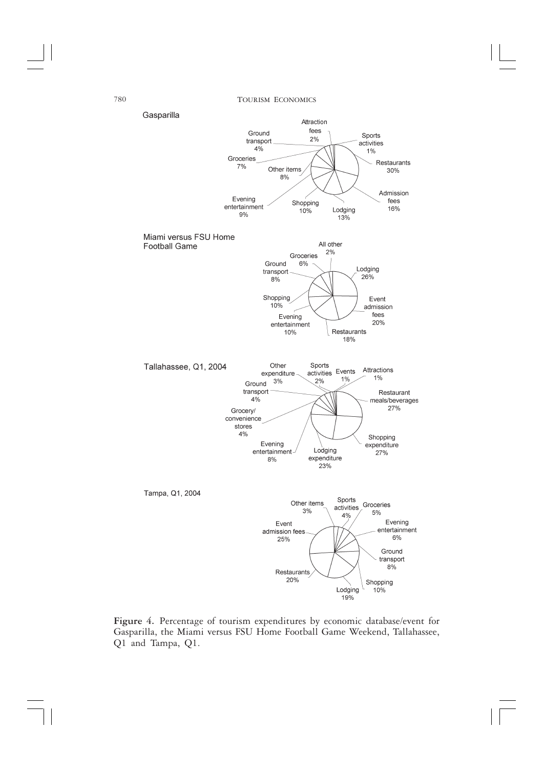Gasparilla

Attraction fees 2%
Sports activities 1%
Restaurants 30%
Admission fees 16%
Lodging 13%
Shopping 10%
Evening entertainment 9%
Other items 8%
Groceries 7%
Ground transport 4%

Miami versus FSU Home Football Game

All other 2%
Lodging 26%
Event admission fees 20%
Restaurants 18%
Evening entertainment 10%
Shopping 10%
Ground transport 8%
Groceries 6%

Tallahassee, Q1, 2004

Other expenditure 3%
Sports activities 2%
Events 1%
Attractions 1%
Restaurant meals/beverages 27%
Shopping expenditure 27%
Lodging expenditure 23%
Evening entertainment 8%
Grocery/convenience stores 4%
Ground transport 4%

Tampa, Q1, 2004

Other items 3%
Sports activities 4%
Groceries 5%
Evening entertainment 6%
Ground transport 8%
Shopping 10%
Lodging 19%
Restaurants 20%
Event admission fees 25%

**Figure 4.** Percentage of tourism expenditures by economic database/event for Gasparilla, the Miami versus FSU Home Football Game Weekend, Tallahassee, Q1 and Tampa, Q1.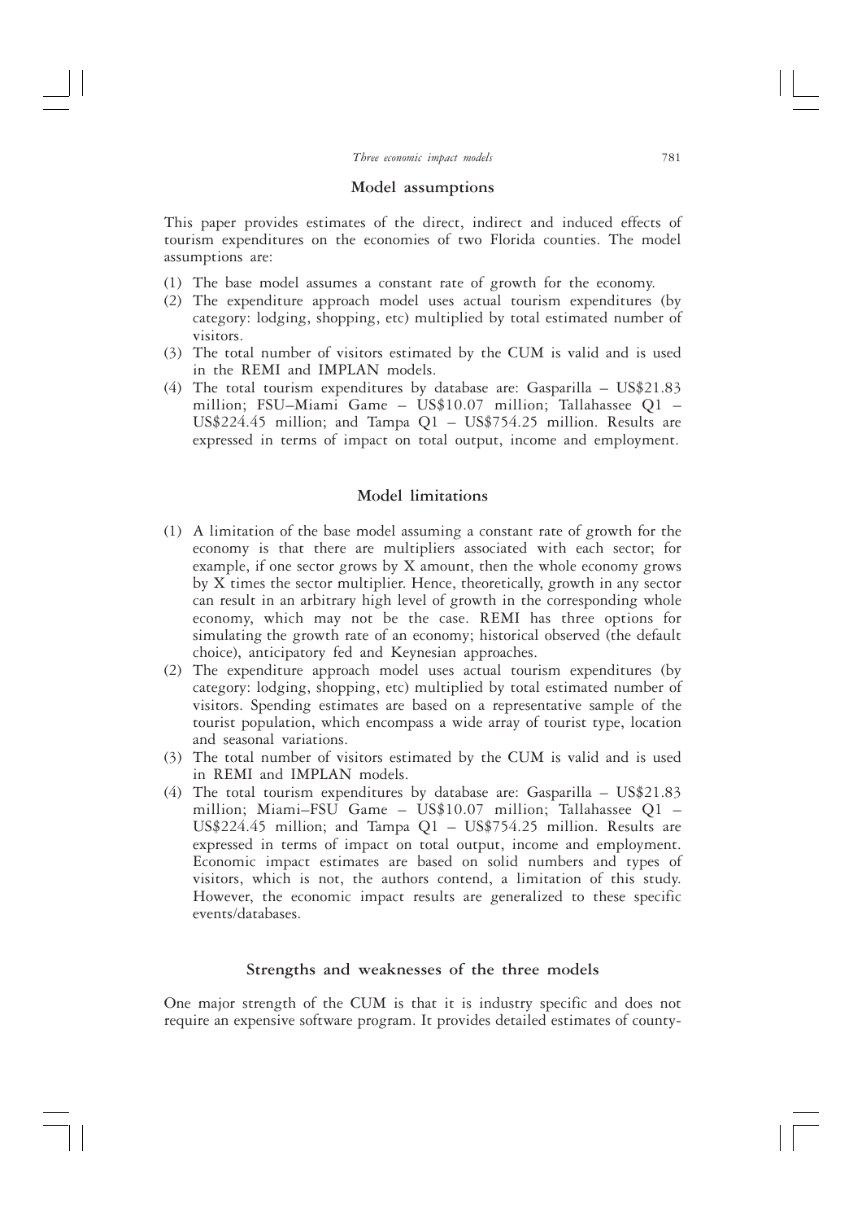## Model assumptions

This paper provides estimates of the direct, indirect and induced effects of tourism expenditures on the economies of two Florida counties. The model assumptions are:

1. The base model assumes a constant rate of growth for the economy.
2. The expenditure approach model uses actual tourism expenditures (by category: lodging, shopping, etc) multiplied by total estimated number of visitors.
3. The total number of visitors estimated by the CUM is valid and is used in the REMI and IMPLAN models.
4. The total tourism expenditures by database are: Gasparilla – US$21.83 million; FSU–Miami Game – US$10.07 million; Tallahassee Q1 – US$224.45 million; and Tampa Q1 – US$754.25 million. Results are expressed in terms of impact on total output, income and employment.

## Model limitations

1. A limitation of the base model assuming a constant rate of growth for the economy is that there are multipliers associated with each sector; for example, if one sector grows by X amount, then the whole economy grows by X times the sector multiplier. Hence, theoretically, growth in any sector can result in an arbitrary high level of growth in the corresponding whole economy, which may not be the case. REMI has three options for simulating the growth rate of an economy; historical observed (the default choice), anticipatory fed and Keynesian approaches.
2. The expenditure approach model uses actual tourism expenditures (by category: lodging, shopping, etc) multiplied by total estimated number of visitors. Spending estimates are based on a representative sample of the tourist population, which encompass a wide array of tourist type, location and seasonal variations.
3. The total number of visitors estimated by the CUM is valid and is used in REMI and IMPLAN models.
4. The total tourism expenditures by database are: Gasparilla – US$21.83 million; Miami–FSU Game – US$10.07 million; Tallahassee Q1 – US$224.45 million; and Tampa Q1 – US$754.25 million. Results are expressed in terms of impact on total output, income and employment. Economic impact estimates are based on solid numbers and types of visitors, which is not, the authors contend, a limitation of this study. However, the economic impact results are generalized to these specific events/databases.

## Strengths and weaknesses of the three models

One major strength of the CUM is that it is industry specific and does not require an expensive software program. It provides detailed estimates of county-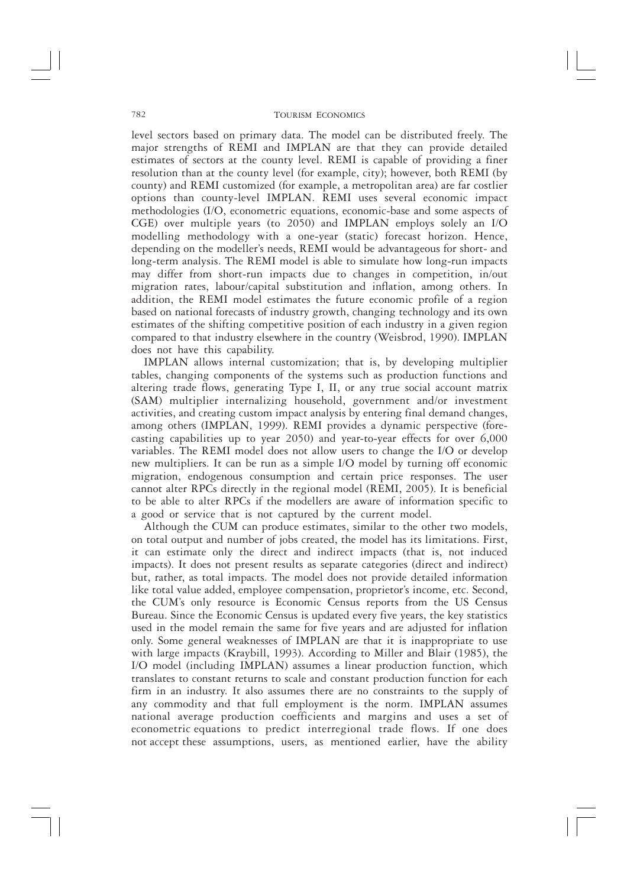level sectors based on primary data. The model can be distributed freely. The major strengths of REMI and IMPLAN are that they can provide detailed estimates of sectors at the county level. REMI is capable of providing a finer resolution than at the county level (for example, city); however, both REMI (by county) and REMI customized (for example, a metropolitan area) are far costlier options than county-level IMPLAN. REMI uses several economic impact methodologies (I/O, econometric equations, economic-base and some aspects of CGE) over multiple years (to 2050) and IMPLAN employs solely an I/O modelling methodology with a one-year (static) forecast horizon. Hence, depending on the modeller's needs, REMI would be advantageous for short- and long-term analysis. The REMI model is able to simulate how long-run impacts may differ from short-run impacts due to changes in competition, in/out migration rates, labour/capital substitution and inflation, among others. In addition, the REMI model estimates the future economic profile of a region based on national forecasts of industry growth, changing technology and its own estimates of the shifting competitive position of each industry in a given region compared to that industry elsewhere in the country (Weisbrod, 1990). IMPLAN does not have this capability.

IMPLAN allows internal customization; that is, by developing multiplier tables, changing components of the systems such as production functions and altering trade flows, generating Type I, II, or any true social account matrix (SAM) multiplier internalizing household, government and/or investment activities, and creating custom impact analysis by entering final demand changes, among others (IMPLAN, 1999). REMI provides a dynamic perspective (forecasting capabilities up to year 2050) and year-to-year effects for over 6,000 variables. The REMI model does not allow users to change the I/O or develop new multipliers. It can be run as a simple I/O model by turning off economic migration, endogenous consumption and certain price responses. The user cannot alter RPCs directly in the regional model (REMI, 2005). It is beneficial to be able to alter RPCs if the modellers are aware of information specific to a good or service that is not captured by the current model.

Although the CUM can produce estimates, similar to the other two models, on total output and number of jobs created, the model has its limitations. First, it can estimate only the direct and indirect impacts (that is, not induced impacts). It does not present results as separate categories (direct and indirect) but, rather, as total impacts. The model does not provide detailed information like total value added, employee compensation, proprietor's income, etc. Second, the CUM's only resource is Economic Census reports from the US Census Bureau. Since the Economic Census is updated every five years, the key statistics used in the model remain the same for five years and are adjusted for inflation only. Some general weaknesses of IMPLAN are that it is inappropriate to use with large impacts (Kraybill, 1993). According to Miller and Blair (1985), the I/O model (including IMPLAN) assumes a linear production function, which translates to constant returns to scale and constant production function for each firm in an industry. It also assumes there are no constraints to the supply of any commodity and that full employment is the norm. IMPLAN assumes national average production coefficients and margins and uses a set of econometric equations to predict interregional trade flows. If one does not accept these assumptions, users, as mentioned earlier, have the ability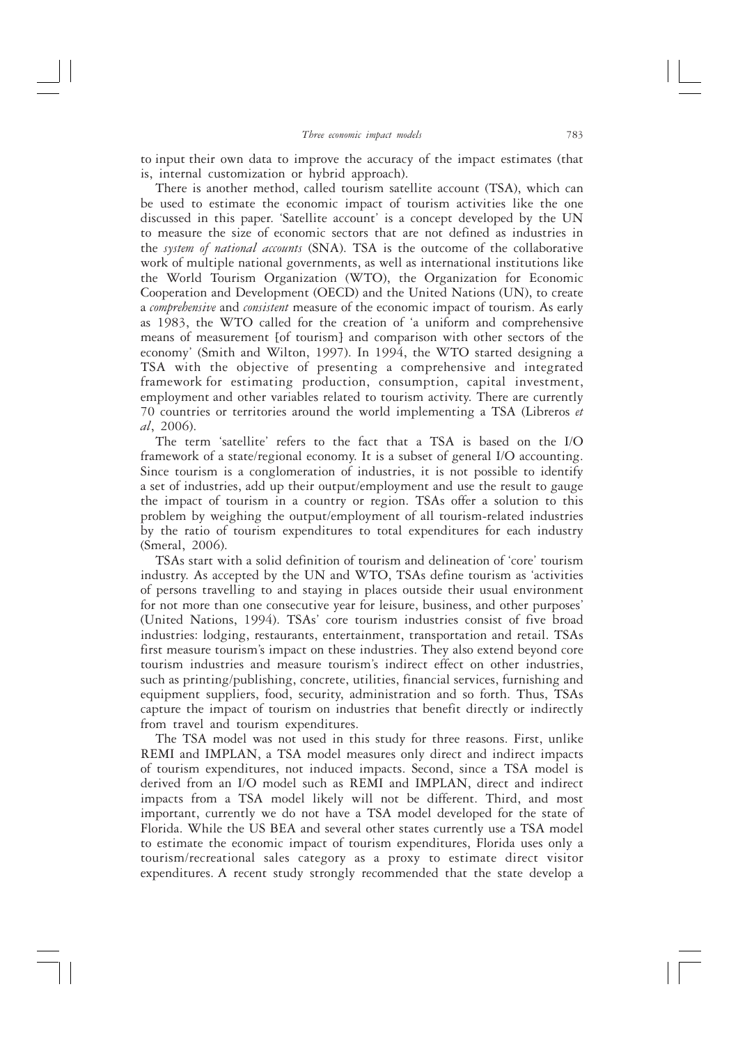to input their own data to improve the accuracy of the impact estimates (that is, internal customization or hybrid approach).

There is another method, called tourism satellite account (TSA), which can be used to estimate the economic impact of tourism activities like the one discussed in this paper. 'Satellite account' is a concept developed by the UN to measure the size of economic sectors that are not defined as industries in the *system of national accounts* (SNA). TSA is the outcome of the collaborative work of multiple national governments, as well as international institutions like the World Tourism Organization (WTO), the Organization for Economic Cooperation and Development (OECD) and the United Nations (UN), to create a *comprehensive* and *consistent* measure of the economic impact of tourism. As early as 1983, the WTO called for the creation of 'a uniform and comprehensive means of measurement [of tourism] and comparison with other sectors of the economy' (Smith and Wilton, 1997). In 1994, the WTO started designing a TSA with the objective of presenting a comprehensive and integrated framework for estimating production, consumption, capital investment, employment and other variables related to tourism activity. There are currently 70 countries or territories around the world implementing a TSA (Libreros *et al*, 2006).

The term 'satellite' refers to the fact that a TSA is based on the I/O framework of a state/regional economy. It is a subset of general I/O accounting. Since tourism is a conglomeration of industries, it is not possible to identify a set of industries, add up their output/employment and use the result to gauge the impact of tourism in a country or region. TSAs offer a solution to this problem by weighing the output/employment of all tourism-related industries by the ratio of tourism expenditures to total expenditures for each industry (Smeral, 2006).

TSAs start with a solid definition of tourism and delineation of 'core' tourism industry. As accepted by the UN and WTO, TSAs define tourism as 'activities of persons travelling to and staying in places outside their usual environment for not more than one consecutive year for leisure, business, and other purposes' (United Nations, 1994). TSAs' core tourism industries consist of five broad industries: lodging, restaurants, entertainment, transportation and retail. TSAs first measure tourism's impact on these industries. They also extend beyond core tourism industries and measure tourism's indirect effect on other industries, such as printing/publishing, concrete, utilities, financial services, furnishing and equipment suppliers, food, security, administration and so forth. Thus, TSAs capture the impact of tourism on industries that benefit directly or indirectly from travel and tourism expenditures.

The TSA model was not used in this study for three reasons. First, unlike REMI and IMPLAN, a TSA model measures only direct and indirect impacts of tourism expenditures, not induced impacts. Second, since a TSA model is derived from an I/O model such as REMI and IMPLAN, direct and indirect impacts from a TSA model likely will not be different. Third, and most important, currently we do not have a TSA model developed for the state of Florida. While the US BEA and several other states currently use a TSA model to estimate the economic impact of tourism expenditures, Florida uses only a tourism/recreational sales category as a proxy to estimate direct visitor expenditures. A recent study strongly recommended that the state develop a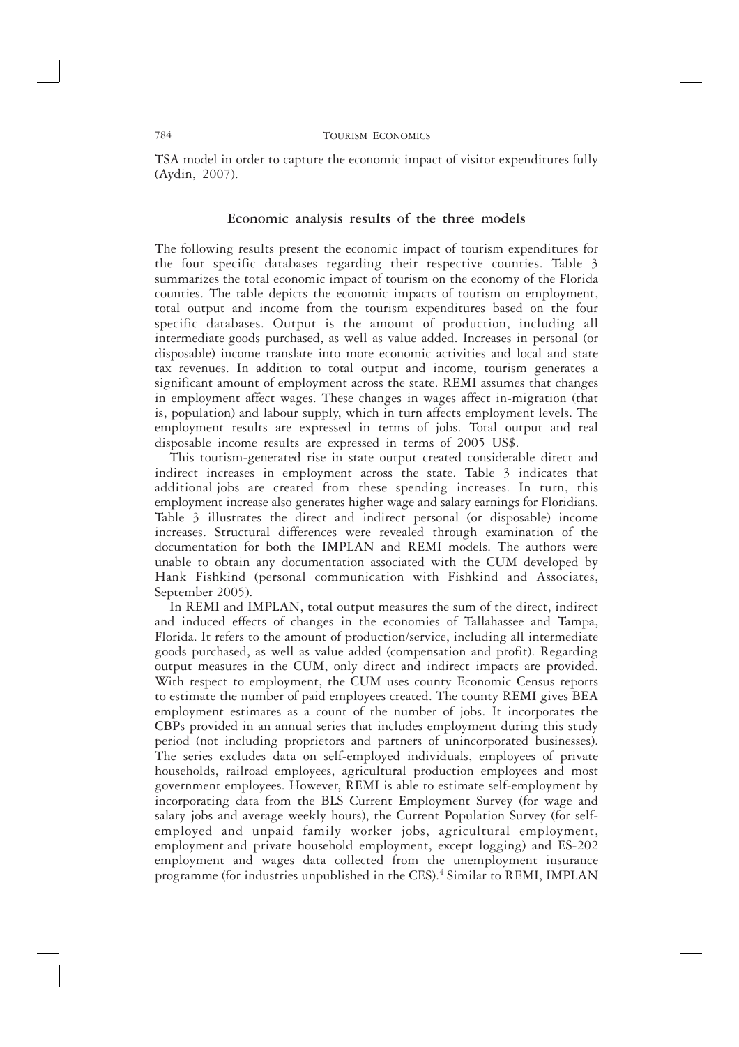TSA model in order to capture the economic impact of visitor expenditures fully (Aydin, 2007).

## Economic analysis results of the three models

The following results present the economic impact of tourism expenditures for the four specific databases regarding their respective counties. Table 3 summarizes the total economic impact of tourism on the economy of the Florida counties. The table depicts the economic impacts of tourism on employment, total output and income from the tourism expenditures based on the four specific databases. Output is the amount of production, including all intermediate goods purchased, as well as value added. Increases in personal (or disposable) income translate into more economic activities and local and state tax revenues. In addition to total output and income, tourism generates a significant amount of employment across the state. REMI assumes that changes in employment affect wages. These changes in wages affect in-migration (that is, population) and labour supply, which in turn affects employment levels. The employment results are expressed in terms of jobs. Total output and real disposable income results are expressed in terms of 2005 US$.

This tourism-generated rise in state output created considerable direct and indirect increases in employment across the state. Table 3 indicates that additional jobs are created from these spending increases. In turn, this employment increase also generates higher wage and salary earnings for Floridians. Table 3 illustrates the direct and indirect personal (or disposable) income increases. Structural differences were revealed through examination of the documentation for both the IMPLAN and REMI models. The authors were unable to obtain any documentation associated with the CUM developed by Hank Fishkind (personal communication with Fishkind and Associates, September 2005).

In REMI and IMPLAN, total output measures the sum of the direct, indirect and induced effects of changes in the economies of Tallahassee and Tampa, Florida. It refers to the amount of production/service, including all intermediate goods purchased, as well as value added (compensation and profit). Regarding output measures in the CUM, only direct and indirect impacts are provided. With respect to employment, the CUM uses county Economic Census reports to estimate the number of paid employees created. The county REMI gives BEA employment estimates as a count of the number of jobs. It incorporates the CBPs provided in an annual series that includes employment during this study period (not including proprietors and partners of unincorporated businesses). The series excludes data on self-employed individuals, employees of private households, railroad employees, agricultural production employees and most government employees. However, REMI is able to estimate self-employment by incorporating data from the BLS Current Employment Survey (for wage and salary jobs and average weekly hours), the Current Population Survey (for self-employed and unpaid family worker jobs, agricultural employment, employment and private household employment, except logging) and ES-202 employment and wages data collected from the unemployment insurance programme (for industries unpublished in the CES).[4] Similar to REMI, IMPLAN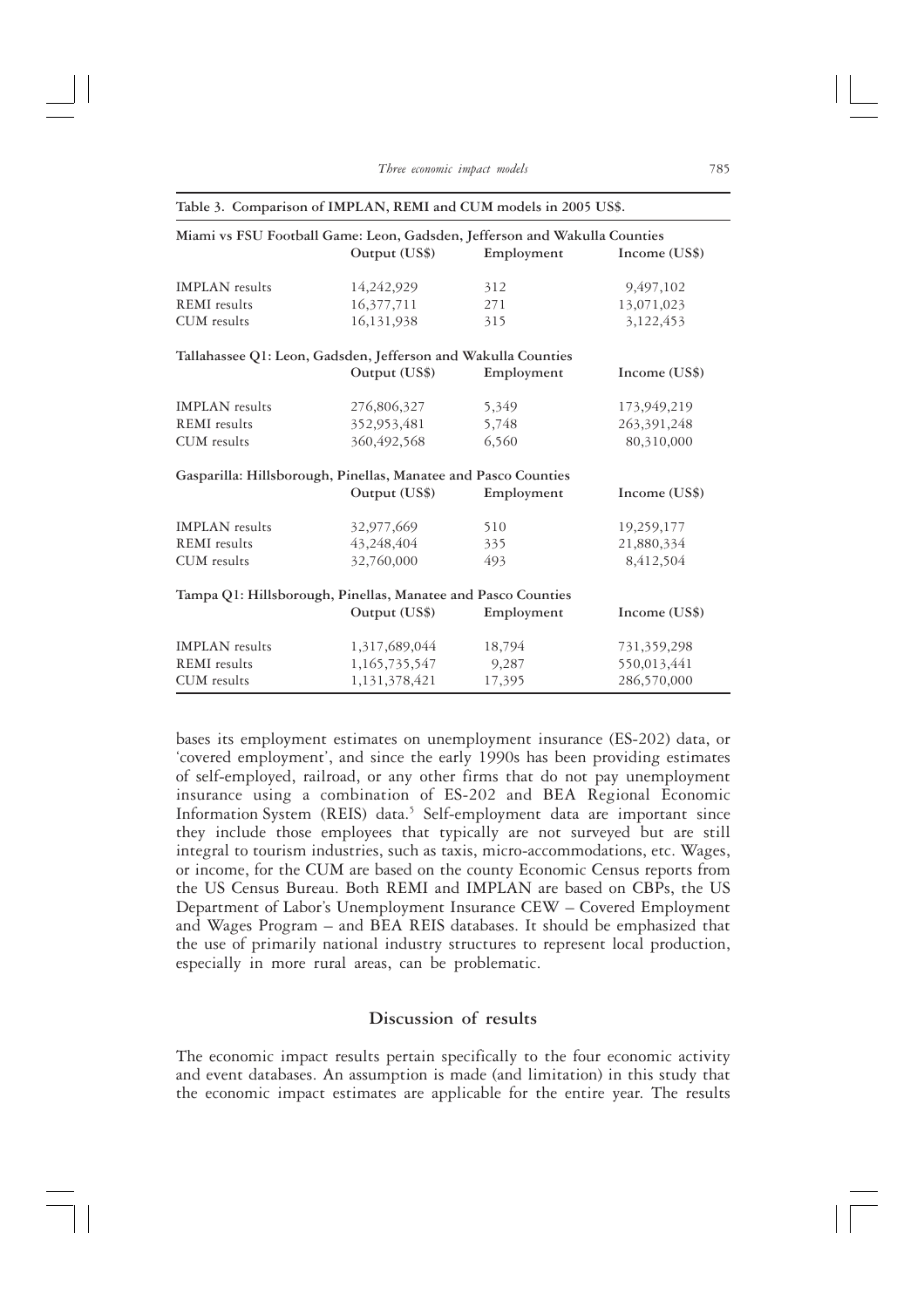**Table 3. Comparison of IMPLAN, REMI and CUM models in 2005 US$.**

| | Output (US$) | Employment | Income (US$) |
|---|---|---|---|
| **Miami vs FSU Football Game: Leon, Gadsden, Jefferson and Wakulla Counties** | | | |
| IMPLAN results | 14,242,929 | 312 | 9,497,102 |
| REMI results | 16,377,711 | 271 | 13,071,023 |
| CUM results | 16,131,938 | 315 | 3,122,453 |
| **Tallahassee Q1: Leon, Gadsden, Jefferson and Wakulla Counties** | | | |
| IMPLAN results | 276,806,327 | 5,349 | 173,949,219 |
| REMI results | 352,953,481 | 5,748 | 263,391,248 |
| CUM results | 360,492,568 | 6,560 | 80,310,000 |
| **Gasparilla: Hillsborough, Pinellas, Manatee and Pasco Counties** | | | |
| IMPLAN results | 32,977,669 | 510 | 19,259,177 |
| REMI results | 43,248,404 | 335 | 21,880,334 |
| CUM results | 32,760,000 | 493 | 8,412,504 |
| **Tampa Q1: Hillsborough, Pinellas, Manatee and Pasco Counties** | | | |
| IMPLAN results | 1,317,689,044 | 18,794 | 731,359,298 |
| REMI results | 1,165,735,547 | 9,287 | 550,013,441 |
| CUM results | 1,131,378,421 | 17,395 | 286,570,000 |

bases its employment estimates on unemployment insurance (ES-202) data, or 'covered employment', and since the early 1990s has been providing estimates of self-employed, railroad, or any other firms that do not pay unemployment insurance using a combination of ES-202 and BEA Regional Economic Information System (REIS) data.[5] Self-employment data are important since they include those employees that typically are not surveyed but are still integral to tourism industries, such as taxis, micro-accommodations, etc. Wages, or income, for the CUM are based on the county Economic Census reports from the US Census Bureau. Both REMI and IMPLAN are based on CBPs, the US Department of Labor's Unemployment Insurance CEW – Covered Employment and Wages Program – and BEA REIS databases. It should be emphasized that the use of primarily national industry structures to represent local production, especially in more rural areas, can be problematic.

## Discussion of results

The economic impact results pertain specifically to the four economic activity and event databases. An assumption is made (and limitation) in this study that the economic impact estimates are applicable for the entire year. The results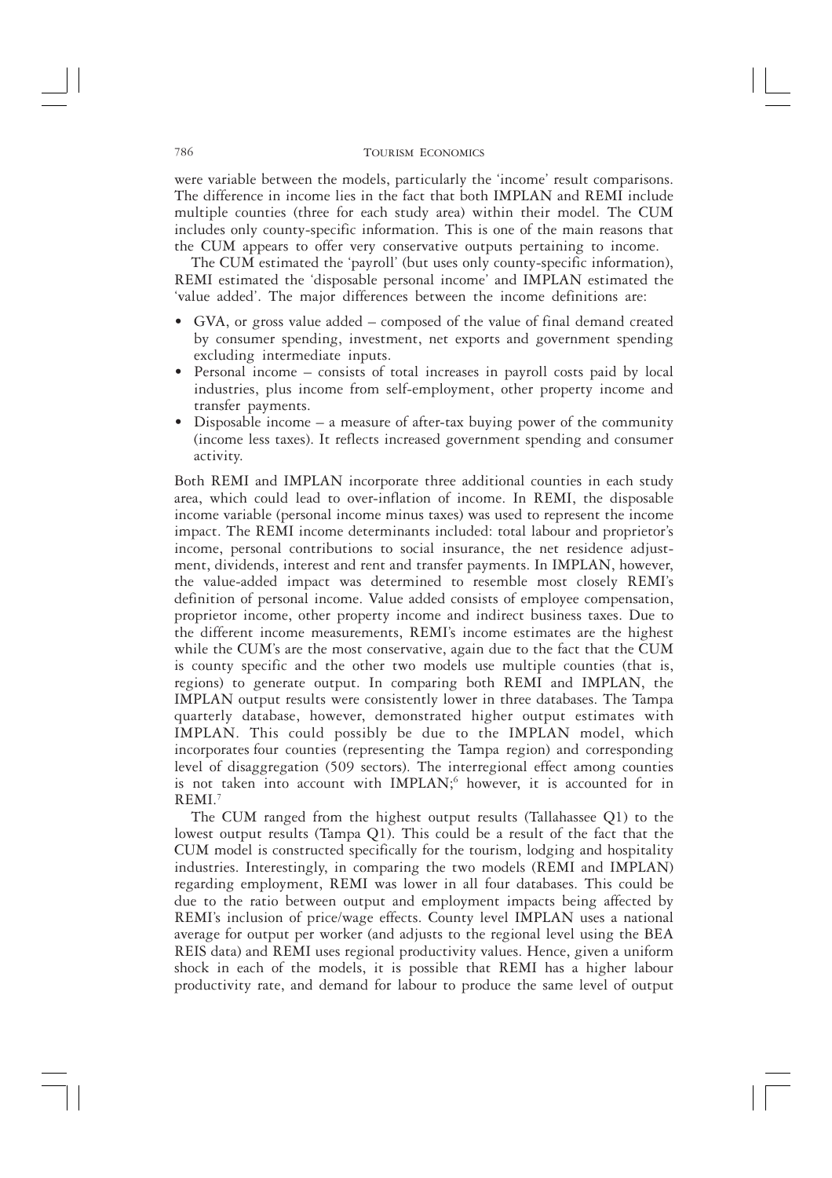were variable between the models, particularly the 'income' result comparisons. The difference in income lies in the fact that both IMPLAN and REMI include multiple counties (three for each study area) within their model. The CUM includes only county-specific information. This is one of the main reasons that the CUM appears to offer very conservative outputs pertaining to income.

The CUM estimated the 'payroll' (but uses only county-specific information), REMI estimated the 'disposable personal income' and IMPLAN estimated the 'value added'. The major differences between the income definitions are:

- GVA, or gross value added – composed of the value of final demand created by consumer spending, investment, net exports and government spending excluding intermediate inputs.
- Personal income – consists of total increases in payroll costs paid by local industries, plus income from self-employment, other property income and transfer payments.
- Disposable income – a measure of after-tax buying power of the community (income less taxes). It reflects increased government spending and consumer activity.

Both REMI and IMPLAN incorporate three additional counties in each study area, which could lead to over-inflation of income. In REMI, the disposable income variable (personal income minus taxes) was used to represent the income impact. The REMI income determinants included: total labour and proprietor's income, personal contributions to social insurance, the net residence adjustment, dividends, interest and rent and transfer payments. In IMPLAN, however, the value-added impact was determined to resemble most closely REMI's definition of personal income. Value added consists of employee compensation, proprietor income, other property income and indirect business taxes. Due to the different income measurements, REMI's income estimates are the highest while the CUM's are the most conservative, again due to the fact that the CUM is county specific and the other two models use multiple counties (that is, regions) to generate output. In comparing both REMI and IMPLAN, the IMPLAN output results were consistently lower in three databases. The Tampa quarterly database, however, demonstrated higher output estimates with IMPLAN. This could possibly be due to the IMPLAN model, which incorporates four counties (representing the Tampa region) and corresponding level of disaggregation (509 sectors). The interregional effect among counties is not taken into account with IMPLAN;[6] however, it is accounted for in REMI.[7]

The CUM ranged from the highest output results (Tallahassee Q1) to the lowest output results (Tampa Q1). This could be a result of the fact that the CUM model is constructed specifically for the tourism, lodging and hospitality industries. Interestingly, in comparing the two models (REMI and IMPLAN) regarding employment, REMI was lower in all four databases. This could be due to the ratio between output and employment impacts being affected by REMI's inclusion of price/wage effects. County level IMPLAN uses a national average for output per worker (and adjusts to the regional level using the BEA REIS data) and REMI uses regional productivity values. Hence, given a uniform shock in each of the models, it is possible that REMI has a higher labour productivity rate, and demand for labour to produce the same level of output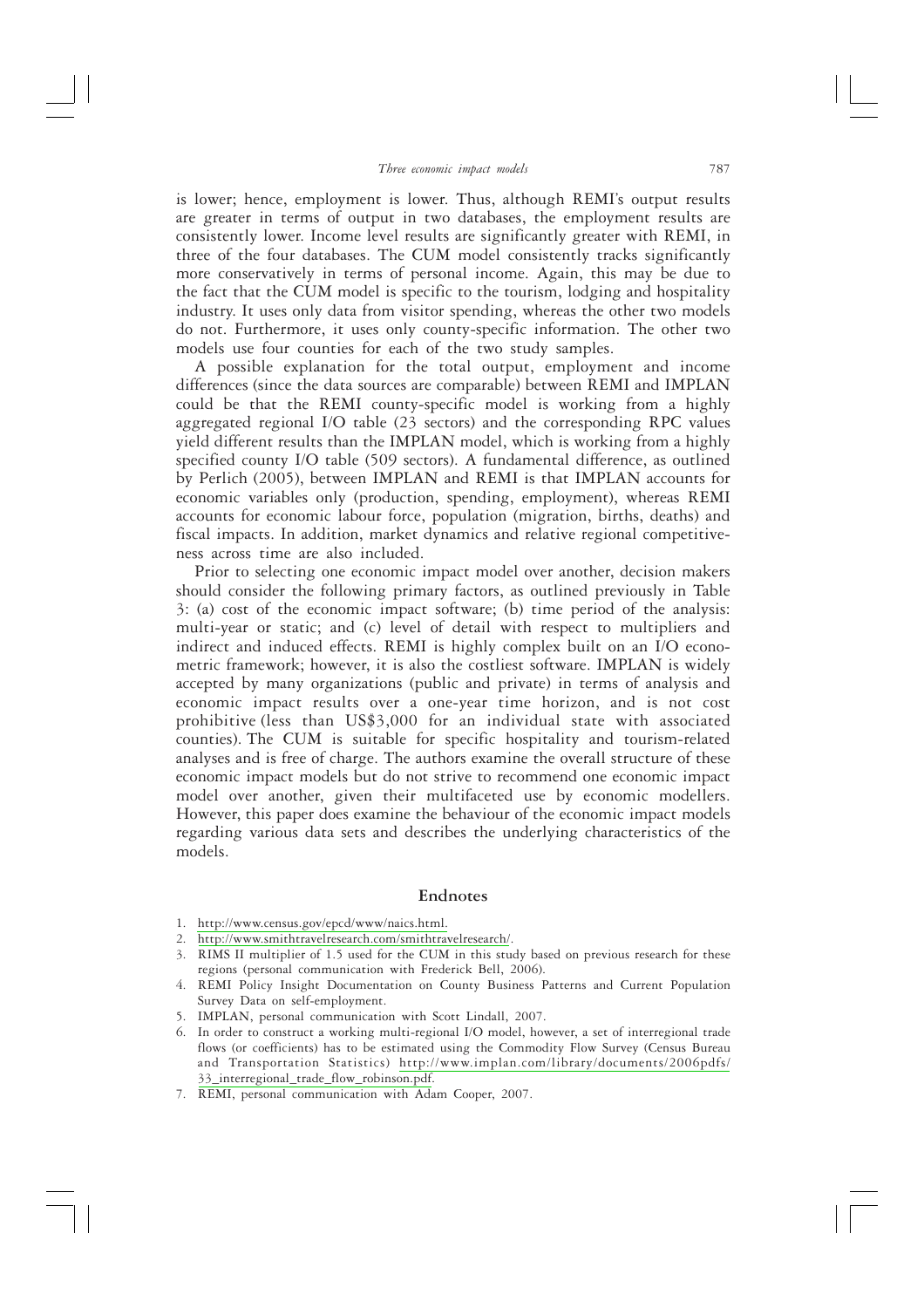is lower; hence, employment is lower. Thus, although REMI's output results are greater in terms of output in two databases, the employment results are consistently lower. Income level results are significantly greater with REMI, in three of the four databases. The CUM model consistently tracks significantly more conservatively in terms of personal income. Again, this may be due to the fact that the CUM model is specific to the tourism, lodging and hospitality industry. It uses only data from visitor spending, whereas the other two models do not. Furthermore, it uses only county-specific information. The other two models use four counties for each of the two study samples.

A possible explanation for the total output, employment and income differences (since the data sources are comparable) between REMI and IMPLAN could be that the REMI county-specific model is working from a highly aggregated regional I/O table (23 sectors) and the corresponding RPC values yield different results than the IMPLAN model, which is working from a highly specified county I/O table (509 sectors). A fundamental difference, as outlined by Perlich (2005), between IMPLAN and REMI is that IMPLAN accounts for economic variables only (production, spending, employment), whereas REMI accounts for economic labour force, population (migration, births, deaths) and fiscal impacts. In addition, market dynamics and relative regional competitiveness across time are also included.

Prior to selecting one economic impact model over another, decision makers should consider the following primary factors, as outlined previously in Table 3: (a) cost of the economic impact software; (b) time period of the analysis: multi-year or static; and (c) level of detail with respect to multipliers and indirect and induced effects. REMI is highly complex built on an I/O econometric framework; however, it is also the costliest software. IMPLAN is widely accepted by many organizations (public and private) in terms of analysis and economic impact results over a one-year time horizon, and is not cost prohibitive (less than US$3,000 for an individual state with associated counties). The CUM is suitable for specific hospitality and tourism-related analyses and is free of charge. The authors examine the overall structure of these economic impact models but do not strive to recommend one economic impact model over another, given their multifaceted use by economic modellers. However, this paper does examine the behaviour of the economic impact models regarding various data sets and describes the underlying characteristics of the models.

## Endnotes

1. http://www.census.gov/epcd/www/naics.html.
2. http://www.smithtravelresearch.com/smithtravelresearch/.
3. RIMS II multiplier of 1.5 used for the CUM in this study based on previous research for these regions (personal communication with Frederick Bell, 2006).
4. REMI Policy Insight Documentation on County Business Patterns and Current Population Survey Data on self-employment.
5. IMPLAN, personal communication with Scott Lindall, 2007.
6. In order to construct a working multi-regional I/O model, however, a set of interregional trade flows (or coefficients) has to be estimated using the Commodity Flow Survey (Census Bureau and Transportation Statistics) http://www.implan.com/library/documents/2006pdfs/33_interregional_trade_flow_robinson.pdf.
7. REMI, personal communication with Adam Cooper, 2007.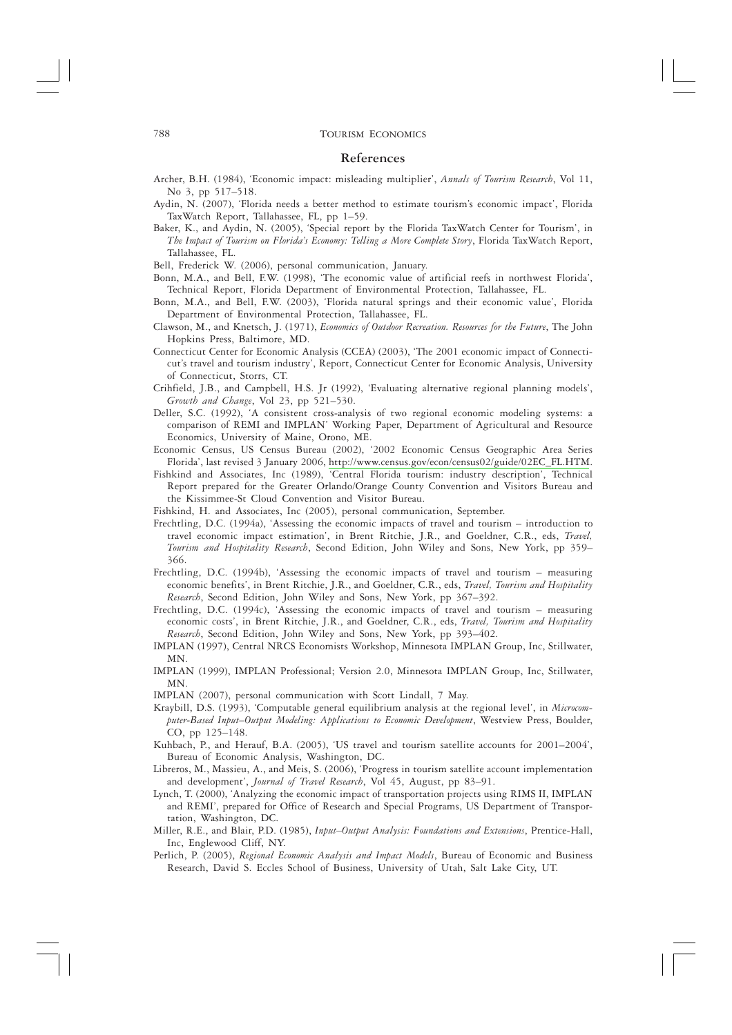## References

Archer, B.H. (1984), 'Economic impact: misleading multiplier', *Annals of Tourism Research*, Vol 11, No 3, pp 517–518.

Aydin, N. (2007), 'Florida needs a better method to estimate tourism's economic impact', Florida TaxWatch Report, Tallahassee, FL, pp 1–59.

Baker, K., and Aydin, N. (2005), 'Special report by the Florida TaxWatch Center for Tourism', in *The Impact of Tourism on Florida's Economy: Telling a More Complete Story*, Florida TaxWatch Report, Tallahassee, FL.

Bell, Frederick W. (2006), personal communication, January.

Bonn, M.A., and Bell, F.W. (1998), 'The economic value of artificial reefs in northwest Florida', Technical Report, Florida Department of Environmental Protection, Tallahassee, FL.

Bonn, M.A., and Bell, F.W. (2003), 'Florida natural springs and their economic value', Florida Department of Environmental Protection, Tallahassee, FL.

Clawson, M., and Knetsch, J. (1971), *Economics of Outdoor Recreation. Resources for the Future*, The John Hopkins Press, Baltimore, MD.

Connecticut Center for Economic Analysis (CCEA) (2003), 'The 2001 economic impact of Connecticut's travel and tourism industry', Report, Connecticut Center for Economic Analysis, University of Connecticut, Storrs, CT.

Crihfield, J.B., and Campbell, H.S. Jr (1992), 'Evaluating alternative regional planning models', *Growth and Change*, Vol 23, pp 521–530.

Deller, S.C. (1992), 'A consistent cross-analysis of two regional economic modeling systems: a comparison of REMI and IMPLAN' Working Paper, Department of Agricultural and Resource Economics, University of Maine, Orono, ME.

Economic Census, US Census Bureau (2002), '2002 Economic Census Geographic Area Series Florida', last revised 3 January 2006, http://www.census.gov/econ/census02/guide/02EC_FL.HTM.

Fishkind and Associates, Inc (1989), 'Central Florida tourism: industry description', Technical Report prepared for the Greater Orlando/Orange County Convention and Visitors Bureau and the Kissimmee-St Cloud Convention and Visitor Bureau.

Fishkind, H. and Associates, Inc (2005), personal communication, September.

Frechtling, D.C. (1994a), 'Assessing the economic impacts of travel and tourism – introduction to travel economic impact estimation', in Brent Ritchie, J.R., and Goeldner, C.R., eds, *Travel, Tourism and Hospitality Research*, Second Edition, John Wiley and Sons, New York, pp 359–366.

Frechtling, D.C. (1994b), 'Assessing the economic impacts of travel and tourism – measuring economic benefits', in Brent Ritchie, J.R., and Goeldner, C.R., eds, *Travel, Tourism and Hospitality Research*, Second Edition, John Wiley and Sons, New York, pp 367–392.

Frechtling, D.C. (1994c), 'Assessing the economic impacts of travel and tourism – measuring economic costs', in Brent Ritchie, J.R., and Goeldner, C.R., eds, *Travel, Tourism and Hospitality Research*, Second Edition, John Wiley and Sons, New York, pp 393–402.

IMPLAN (1997), Central NRCS Economists Workshop, Minnesota IMPLAN Group, Inc, Stillwater, MN.

IMPLAN (1999), IMPLAN Professional; Version 2.0, Minnesota IMPLAN Group, Inc, Stillwater, MN.

IMPLAN (2007), personal communication with Scott Lindall, 7 May.

Kraybill, D.S. (1993), 'Computable general equilibrium analysis at the regional level', in *Microcomputer-Based Input–Output Modeling: Applications to Economic Development*, Westview Press, Boulder, CO, pp 125–148.

Kuhbach, P., and Herauf, B.A. (2005), 'US travel and tourism satellite accounts for 2001–2004', Bureau of Economic Analysis, Washington, DC.

Libreros, M., Massieu, A., and Meis, S. (2006), 'Progress in tourism satellite account implementation and development', *Journal of Travel Research*, Vol 45, August, pp 83–91.

Lynch, T. (2000), 'Analyzing the economic impact of transportation projects using RIMS II, IMPLAN and REMI', prepared for Office of Research and Special Programs, US Department of Transportation, Washington, DC.

Miller, R.E., and Blair, P.D. (1985), *Input–Output Analysis: Foundations and Extensions*, Prentice-Hall, Inc, Englewood Cliff, NY.

Perlich, P. (2005), *Regional Economic Analysis and Impact Models*, Bureau of Economic and Business Research, David S. Eccles School of Business, University of Utah, Salt Lake City, UT.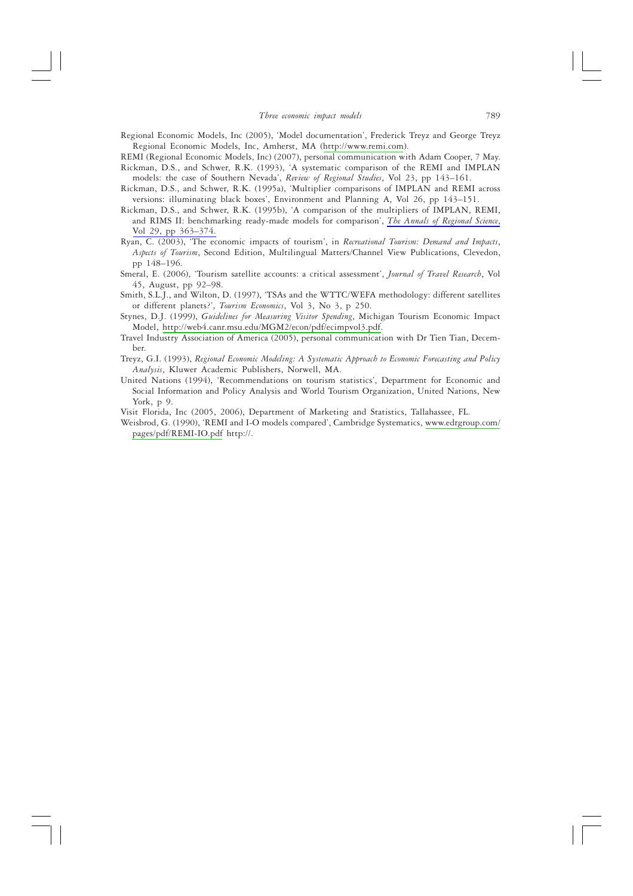Regional Economic Models, Inc (2005), 'Model documentation', Frederick Treyz and George Treyz Regional Economic Models, Inc, Amherst, MA (http://www.remi.com).

REMI (Regional Economic Models, Inc) (2007), personal communication with Adam Cooper, 7 May.

Rickman, D.S., and Schwer, R.K. (1993), 'A systematic comparison of the REMI and IMPLAN models: the case of Southern Nevada', *Review of Regional Studies*, Vol 23, pp 143–161.

Rickman, D.S., and Schwer, R.K. (1995a), 'Multiplier comparisons of IMPLAN and REMI across versions: illuminating black boxes', Environment and Planning A, Vol 26, pp 143–151.

Rickman, D.S., and Schwer, R.K. (1995b), 'A comparison of the multipliers of IMPLAN, REMI, and RIMS II: benchmarking ready-made models for comparison', *The Annals of Regional Science*, Vol 29, pp 363–374.

Ryan, C. (2003), 'The economic impacts of tourism', in *Recreational Tourism: Demand and Impacts*, *Aspects of Tourism*, Second Edition, Multilingual Matters/Channel View Publications, Clevedon, pp 148–196.

Smeral, E. (2006), 'Tourism satellite accounts: a critical assessment', *Journal of Travel Research*, Vol 45, August, pp 92–98.

Smith, S.L.J., and Wilton, D. (1997), 'TSAs and the WTTC/WEFA methodology: different satellites or different planets?', *Tourism Economics*, Vol 3, No 3, p 250.

Stynes, D.J. (1999), *Guidelines for Measuring Visitor Spending*, Michigan Tourism Economic Impact Model, http://web4.canr.msu.edu/MGM2/econ/pdf/ecimpvol3.pdf.

Travel Industry Association of America (2005), personal communication with Dr Tien Tian, December.

Treyz, G.I. (1993), *Regional Economic Modeling: A Systematic Approach to Economic Forecasting and Policy Analysis*, Kluwer Academic Publishers, Norwell, MA.

United Nations (1994), 'Recommendations on tourism statistics', Department for Economic and Social Information and Policy Analysis and World Tourism Organization, United Nations, New York, p 9.

Visit Florida, Inc (2005, 2006), Department of Marketing and Statistics, Tallahassee, FL.

Weisbrod, G. (1990), 'REMI and I-O models compared', Cambridge Systematics, www.edrgroup.com/pages/pdf/REMI-IO.pdf http://.